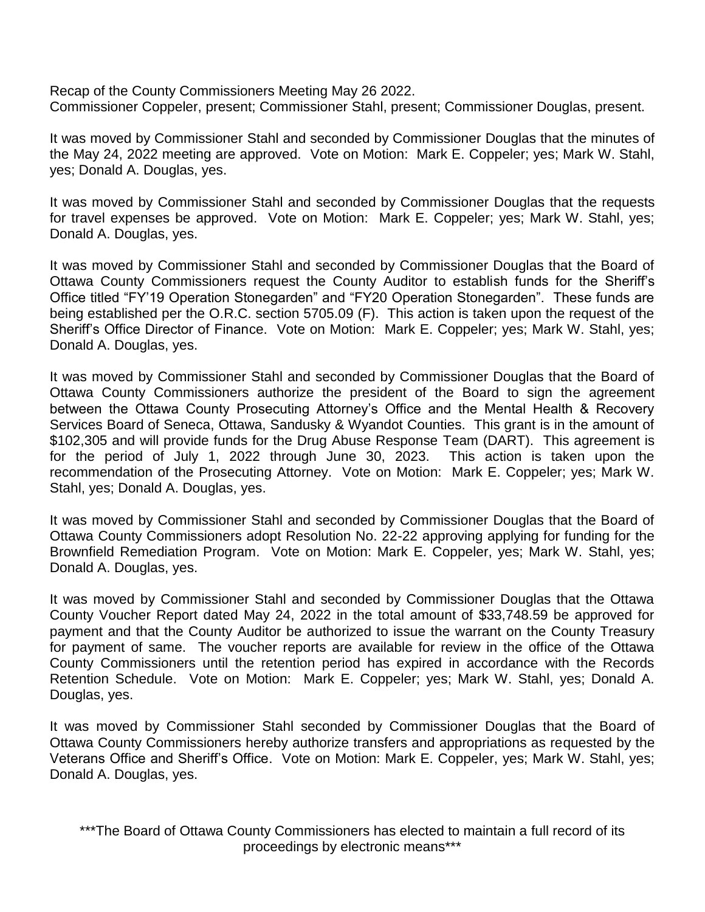Recap of the County Commissioners Meeting May 26 2022.
Commissioner Coppeler, present; Commissioner Stahl, present; Commissioner Douglas, present.

It was moved by Commissioner Stahl and seconded by Commissioner Douglas that the minutes of the May 24, 2022 meeting are approved. Vote on Motion: Mark E. Coppeler; yes; Mark W. Stahl, yes; Donald A. Douglas, yes.

It was moved by Commissioner Stahl and seconded by Commissioner Douglas that the requests for travel expenses be approved. Vote on Motion: Mark E. Coppeler; yes; Mark W. Stahl, yes; Donald A. Douglas, yes.

It was moved by Commissioner Stahl and seconded by Commissioner Douglas that the Board of Ottawa County Commissioners request the County Auditor to establish funds for the Sheriff's Office titled "FY'19 Operation Stonegarden" and "FY20 Operation Stonegarden". These funds are being established per the O.R.C. section 5705.09 (F). This action is taken upon the request of the Sheriff's Office Director of Finance. Vote on Motion: Mark E. Coppeler; yes; Mark W. Stahl, yes; Donald A. Douglas, yes.

It was moved by Commissioner Stahl and seconded by Commissioner Douglas that the Board of Ottawa County Commissioners authorize the president of the Board to sign the agreement between the Ottawa County Prosecuting Attorney's Office and the Mental Health & Recovery Services Board of Seneca, Ottawa, Sandusky & Wyandot Counties. This grant is in the amount of $102,305 and will provide funds for the Drug Abuse Response Team (DART). This agreement is for the period of July 1, 2022 through June 30, 2023. This action is taken upon the recommendation of the Prosecuting Attorney. Vote on Motion: Mark E. Coppeler; yes; Mark W. Stahl, yes; Donald A. Douglas, yes.

It was moved by Commissioner Stahl and seconded by Commissioner Douglas that the Board of Ottawa County Commissioners adopt Resolution No. 22-22 approving applying for funding for the Brownfield Remediation Program. Vote on Motion: Mark E. Coppeler, yes; Mark W. Stahl, yes; Donald A. Douglas, yes.

It was moved by Commissioner Stahl and seconded by Commissioner Douglas that the Ottawa County Voucher Report dated May 24, 2022 in the total amount of $33,748.59 be approved for payment and that the County Auditor be authorized to issue the warrant on the County Treasury for payment of same. The voucher reports are available for review in the office of the Ottawa County Commissioners until the retention period has expired in accordance with the Records Retention Schedule. Vote on Motion: Mark E. Coppeler; yes; Mark W. Stahl, yes; Donald A. Douglas, yes.

It was moved by Commissioner Stahl seconded by Commissioner Douglas that the Board of Ottawa County Commissioners hereby authorize transfers and appropriations as requested by the Veterans Office and Sheriff's Office. Vote on Motion: Mark E. Coppeler, yes; Mark W. Stahl, yes; Donald A. Douglas, yes.

***The Board of Ottawa County Commissioners has elected to maintain a full record of its proceedings by electronic means***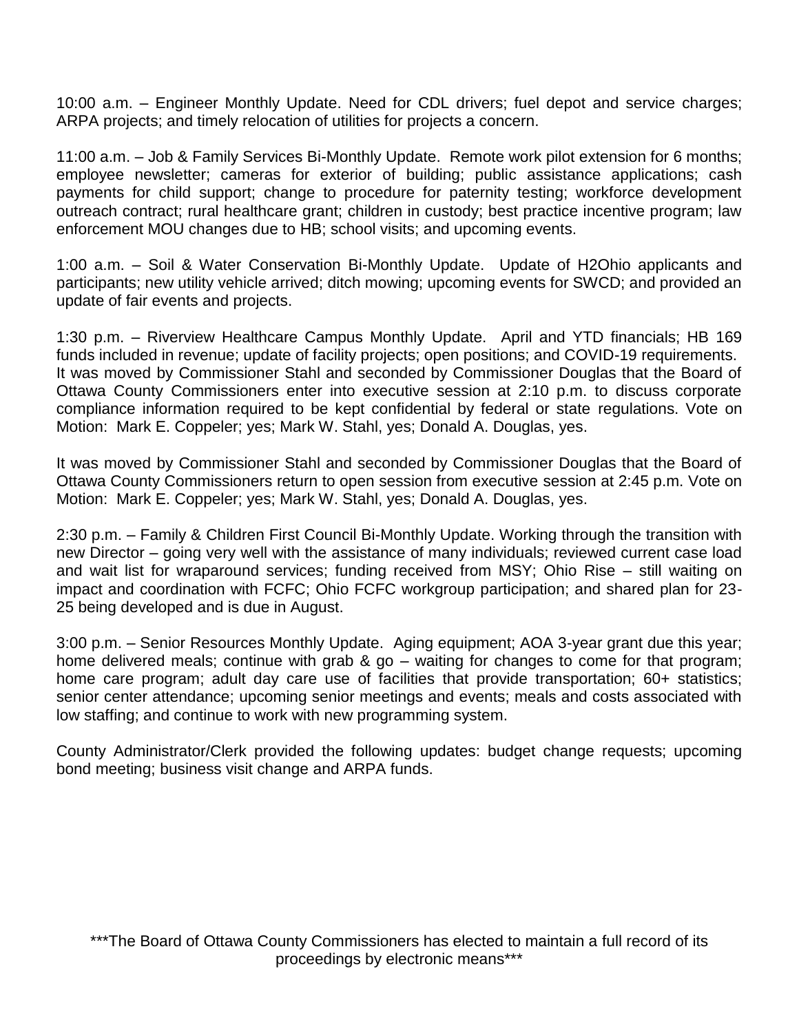10:00 a.m. – Engineer Monthly Update. Need for CDL drivers; fuel depot and service charges; ARPA projects; and timely relocation of utilities for projects a concern.

11:00 a.m. – Job & Family Services Bi-Monthly Update. Remote work pilot extension for 6 months; employee newsletter; cameras for exterior of building; public assistance applications; cash payments for child support; change to procedure for paternity testing; workforce development outreach contract; rural healthcare grant; children in custody; best practice incentive program; law enforcement MOU changes due to HB; school visits; and upcoming events.

1:00 a.m. – Soil & Water Conservation Bi-Monthly Update. Update of H2Ohio applicants and participants; new utility vehicle arrived; ditch mowing; upcoming events for SWCD; and provided an update of fair events and projects.

1:30 p.m. – Riverview Healthcare Campus Monthly Update. April and YTD financials; HB 169 funds included in revenue; update of facility projects; open positions; and COVID-19 requirements. It was moved by Commissioner Stahl and seconded by Commissioner Douglas that the Board of Ottawa County Commissioners enter into executive session at 2:10 p.m. to discuss corporate compliance information required to be kept confidential by federal or state regulations. Vote on Motion: Mark E. Coppeler; yes; Mark W. Stahl, yes; Donald A. Douglas, yes.

It was moved by Commissioner Stahl and seconded by Commissioner Douglas that the Board of Ottawa County Commissioners return to open session from executive session at 2:45 p.m. Vote on Motion: Mark E. Coppeler; yes; Mark W. Stahl, yes; Donald A. Douglas, yes.

2:30 p.m. – Family & Children First Council Bi-Monthly Update. Working through the transition with new Director – going very well with the assistance of many individuals; reviewed current case load and wait list for wraparound services; funding received from MSY; Ohio Rise – still waiting on impact and coordination with FCFC; Ohio FCFC workgroup participation; and shared plan for 23-25 being developed and is due in August.

3:00 p.m. – Senior Resources Monthly Update. Aging equipment; AOA 3-year grant due this year; home delivered meals; continue with grab & go – waiting for changes to come for that program; home care program; adult day care use of facilities that provide transportation; 60+ statistics; senior center attendance; upcoming senior meetings and events; meals and costs associated with low staffing; and continue to work with new programming system.

County Administrator/Clerk provided the following updates: budget change requests; upcoming bond meeting; business visit change and ARPA funds.

***The Board of Ottawa County Commissioners has elected to maintain a full record of its proceedings by electronic means***